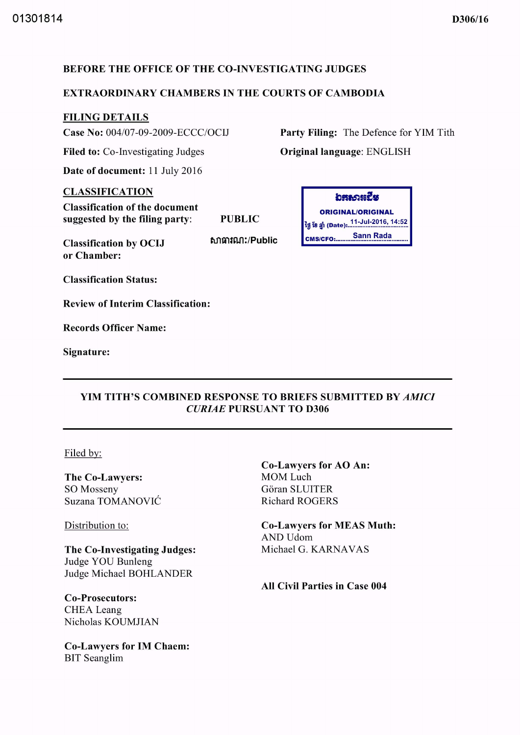01301814

D306/16

**BEFORE THE OFFICE OF THE CO-INVESTIGATING JUDGES**

**EXTRAORDINARY CHAMBERS IN THE COURTS OF CAMBODIA**

**FILING DETAILS**

**Case No:** 004/07-09-2009-ECCC/OCIJ

**Party Filing:** The Defence for YIM Tith

**Filed to:** Co-Investigating Judges

**Original language**: ENGLISH

**Date of document:** 11 July 2016

**CLASSIFICATION**

**Classification of the document suggested by the filing party**: **PUBLIC**

**Classification by OCIJ or Chamber:** សាធារណៈ/Public

ឯកសារដើម
ORIGINAL/ORIGINAL
ថ្ងៃ ខែ ឆ្នាំ (Date): 11-Jul-2016, 14:52
CMS/CFO: Sann Rada

**Classification Status:**

**Review of Interim Classification:**

**Records Officer Name:**

**Signature:**

---

**YIM TITH'S COMBINED RESPONSE TO BRIEFS SUBMITTED BY *AMICI CURIAE* PURSUANT TO D306**

---

Filed by:

**The Co-Lawyers:**
SO Mosseny
Suzana TOMANOVIĆ

Distribution to:

**The Co-Investigating Judges:**
Judge YOU Bunleng
Judge Michael BOHLANDER

**Co-Prosecutors:**
CHEA Leang
Nicholas KOUMJIAN

**Co-Lawyers for IM Chaem:**
BIT Seanglim

**Co-Lawyers for AO An:**
MOM Luch
Göran SLUITER
Richard ROGERS

**Co-Lawyers for MEAS Muth:**
AND Udom
Michael G. KARNAVAS

**All Civil Parties in Case 004**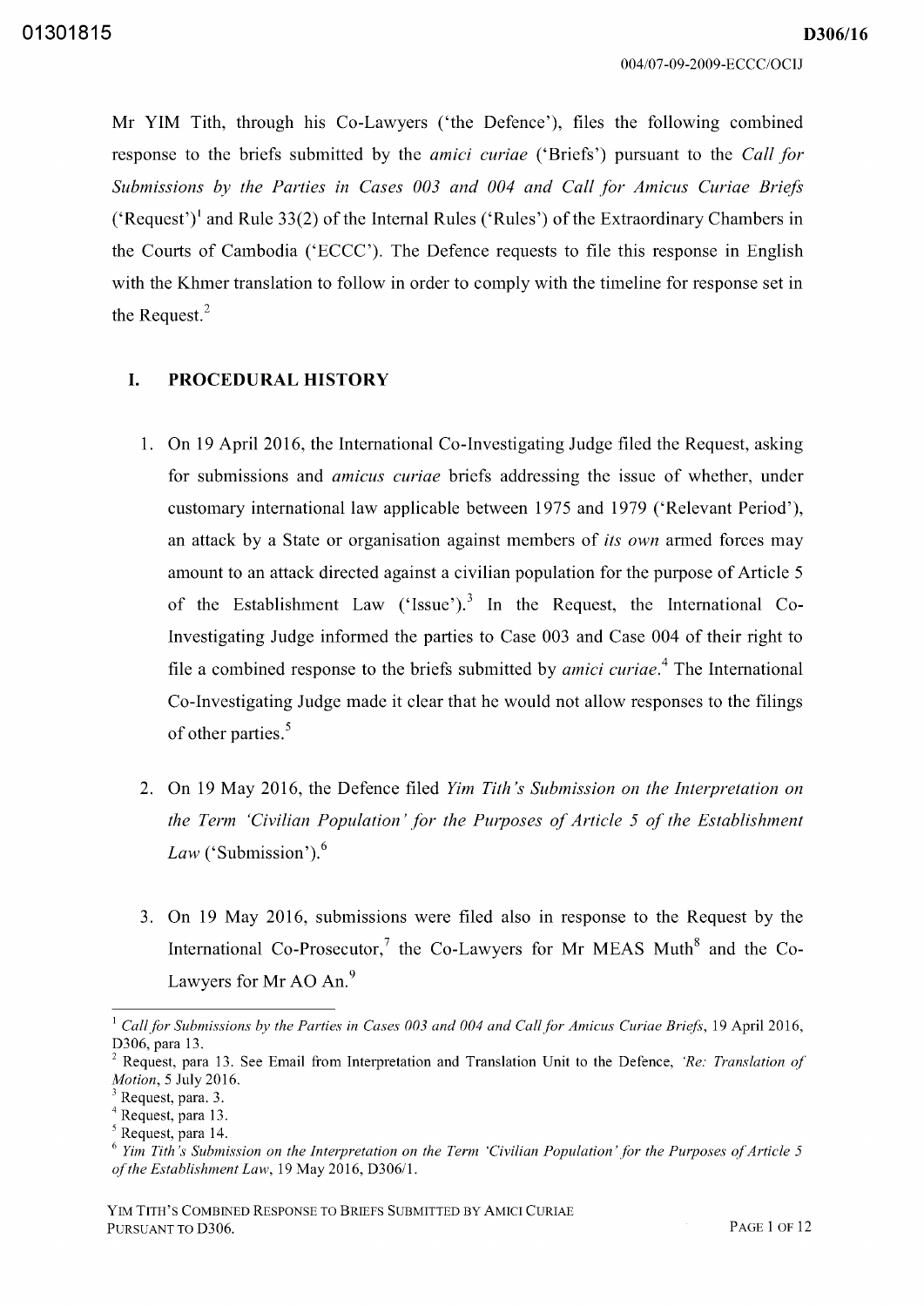Mr YIM Tith, through his Co-Lawyers ('the Defence'), files the following combined response to the briefs submitted by the *amici curiae* ('Briefs') pursuant to the *Call for Submissions by the Parties in Cases 003 and 004 and Call for Amicus Curiae Briefs* ('Request')[1] and Rule 33(2) of the Internal Rules ('Rules') of the Extraordinary Chambers in the Courts of Cambodia ('ECCC'). The Defence requests to file this response in English with the Khmer translation to follow in order to comply with the timeline for response set in the Request.[2]

## I. PROCEDURAL HISTORY

1. On 19 April 2016, the International Co-Investigating Judge filed the Request, asking for submissions and *amicus curiae* briefs addressing the issue of whether, under customary international law applicable between 1975 and 1979 ('Relevant Period'), an attack by a State or organisation against members of *its own* armed forces may amount to an attack directed against a civilian population for the purpose of Article 5 of the Establishment Law ('Issue').[3] In the Request, the International Co-Investigating Judge informed the parties to Case 003 and Case 004 of their right to file a combined response to the briefs submitted by *amici curiae*.[4] The International Co-Investigating Judge made it clear that he would not allow responses to the filings of other parties.[5]

2. On 19 May 2016, the Defence filed *Yim Tith's Submission on the Interpretation on the Term 'Civilian Population' for the Purposes of Article 5 of the Establishment Law* ('Submission').[6]

3. On 19 May 2016, submissions were filed also in response to the Request by the International Co-Prosecutor,[7] the Co-Lawyers for Mr MEAS Muth[8] and the Co-Lawyers for Mr AO An.[9]

---

[1] *Call for Submissions by the Parties in Cases 003 and 004 and Call for Amicus Curiae Briefs*, 19 April 2016, D306, para 13.

[2] Request, para 13. See Email from Interpretation and Translation Unit to the Defence, *'Re: Translation of Motion*, 5 July 2016.

[3] Request, para. 3.

[4] Request, para 13.

[5] Request, para 14.

[6] *Yim Tith's Submission on the Interpretation on the Term 'Civilian Population' for the Purposes of Article 5 of the Establishment Law*, 19 May 2016, D306/1.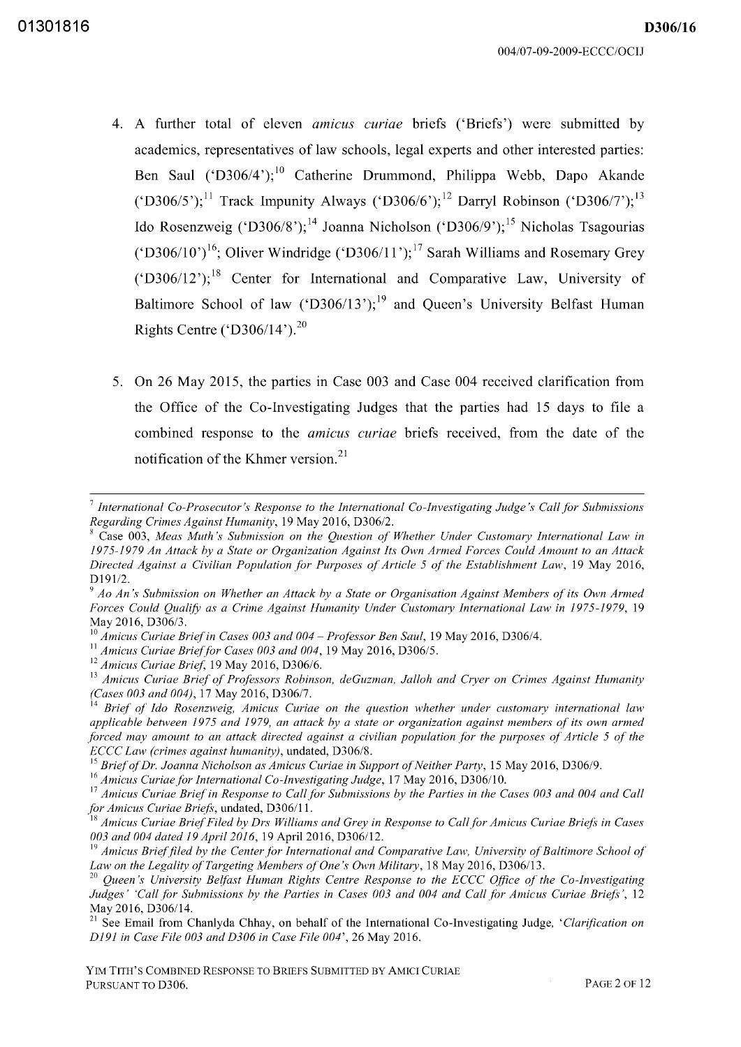4. A further total of eleven *amicus curiae* briefs ('Briefs') were submitted by academics, representatives of law schools, legal experts and other interested parties: Ben Saul ('D306/4');[10] Catherine Drummond, Philippa Webb, Dapo Akande ('D306/5');[11] Track Impunity Always ('D306/6');[12] Darryl Robinson ('D306/7');[13] Ido Rosenzweig ('D306/8');[14] Joanna Nicholson ('D306/9');[15] Nicholas Tsagourias ('D306/10')[16]; Oliver Windridge ('D306/11');[17] Sarah Williams and Rosemary Grey ('D306/12');[18] Center for International and Comparative Law, University of Baltimore School of law ('D306/13');[19] and Queen's University Belfast Human Rights Centre ('D306/14').[20]

5. On 26 May 2015, the parties in Case 003 and Case 004 received clarification from the Office of the Co-Investigating Judges that the parties had 15 days to file a combined response to the *amicus curiae* briefs received, from the date of the notification of the Khmer version.[21]

---

[7] *International Co-Prosecutor's Response to the International Co-Investigating Judge's Call for Submissions Regarding Crimes Against Humanity*, 19 May 2016, D306/2.

[8] Case 003, *Meas Muth's Submission on the Question of Whether Under Customary International Law in 1975-1979 An Attack by a State or Organization Against Its Own Armed Forces Could Amount to an Attack Directed Against a Civilian Population for Purposes of Article 5 of the Establishment Law*, 19 May 2016, D191/2.

[9] *Ao An's Submission on Whether an Attack by a State or Organisation Against Members of its Own Armed Forces Could Qualify as a Crime Against Humanity Under Customary International Law in 1975-1979*, 19 May 2016, D306/3.

[10] *Amicus Curiae Brief in Cases 003 and 004 – Professor Ben Saul*, 19 May 2016, D306/4.

[11] *Amicus Curiae Brief for Cases 003 and 004*, 19 May 2016, D306/5.

[12] *Amicus Curiae Brief*, 19 May 2016, D306/6.

[13] *Amicus Curiae Brief of Professors Robinson, deGuzman, Jalloh and Cryer on Crimes Against Humanity (Cases 003 and 004)*, 17 May 2016, D306/7.

[14] *Brief of Ido Rosenzweig, Amicus Curiae on the question whether under customary international law applicable between 1975 and 1979, an attack by a state or organization against members of its own armed forced may amount to an attack directed against a civilian population for the purposes of Article 5 of the ECCC Law (crimes against humanity)*, undated, D306/8.

[15] *Brief of Dr. Joanna Nicholson as Amicus Curiae in Support of Neither Party*, 15 May 2016, D306/9.

[16] *Amicus Curiae for International Co-Investigating Judge*, 17 May 2016, D306/10.

[17] *Amicus Curiae Brief in Response to Call for Submissions by the Parties in the Cases 003 and 004 and Call for Amicus Curiae Briefs*, undated, D306/11.

[18] *Amicus Curiae Brief Filed by Drs Williams and Grey in Response to Call for Amicus Curiae Briefs in Cases 003 and 004 dated 19 April 2016*, 19 April 2016, D306/12.

[19] *Amicus Brief filed by the Center for International and Comparative Law, University of Baltimore School of Law on the Legality of Targeting Members of One's Own Military*, 18 May 2016, D306/13.

[20] *Queen's University Belfast Human Rights Centre Response to the ECCC Office of the Co-Investigating Judges' 'Call for Submissions by the Parties in Cases 003 and 004 and Call for Amicus Curiae Briefs'*, 12 May 2016, D306/14.

[21] See Email from Chanlyda Chhay, on behalf of the International Co-Investigating Judge, '*Clarification on D191 in Case File 003 and D306 in Case File 004*', 26 May 2016.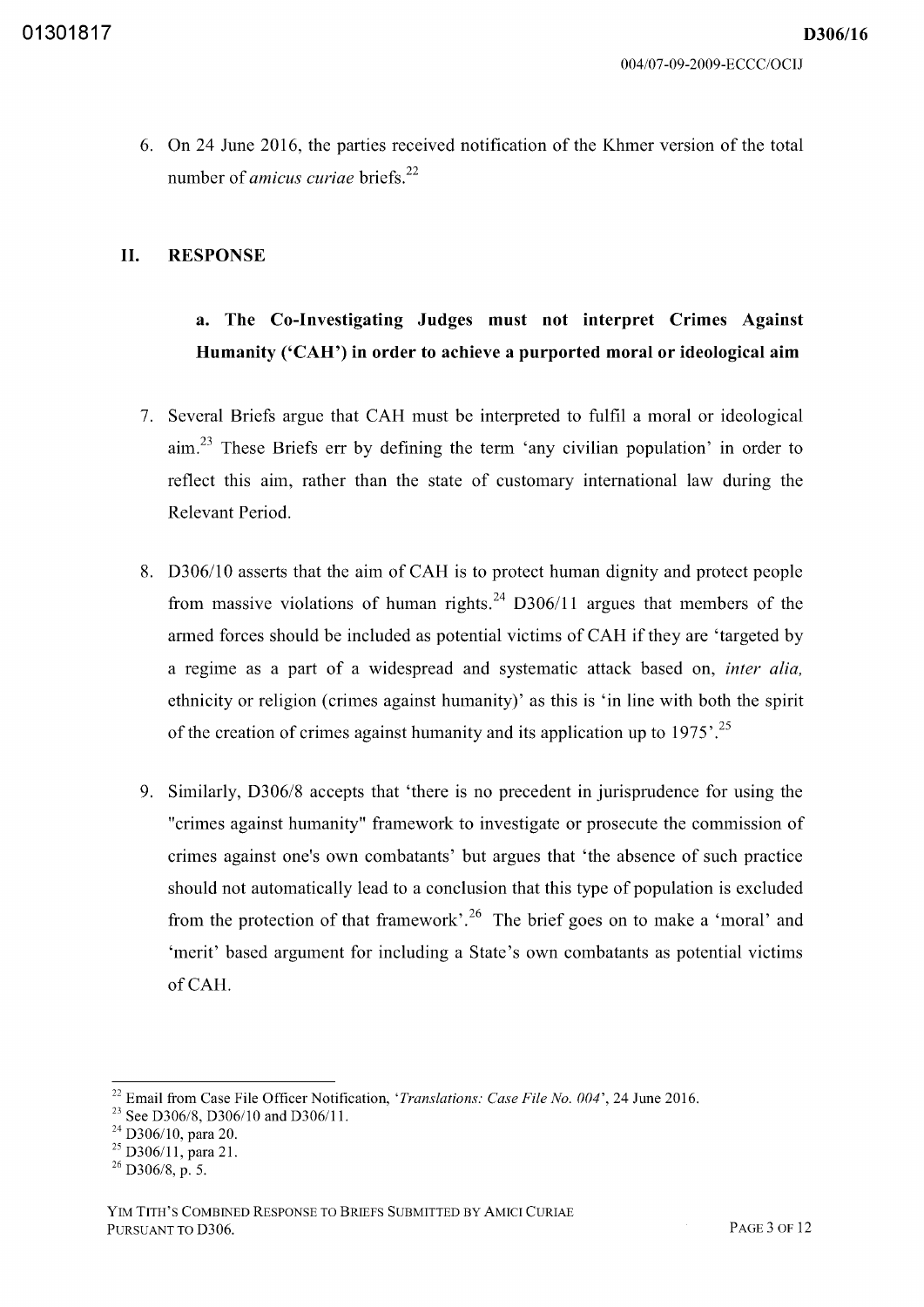6. On 24 June 2016, the parties received notification of the Khmer version of the total number of *amicus curiae* briefs.[22]

## II. RESPONSE

### a. The Co-Investigating Judges must not interpret Crimes Against Humanity ('CAH') in order to achieve a purported moral or ideological aim

7. Several Briefs argue that CAH must be interpreted to fulfil a moral or ideological aim.[23] These Briefs err by defining the term 'any civilian population' in order to reflect this aim, rather than the state of customary international law during the Relevant Period.

8. D306/10 asserts that the aim of CAH is to protect human dignity and protect people from massive violations of human rights.[24] D306/11 argues that members of the armed forces should be included as potential victims of CAH if they are 'targeted by a regime as a part of a widespread and systematic attack based on, *inter alia,* ethnicity or religion (crimes against humanity)' as this is 'in line with both the spirit of the creation of crimes against humanity and its application up to 1975'.[25]

9. Similarly, D306/8 accepts that 'there is no precedent in jurisprudence for using the "crimes against humanity" framework to investigate or prosecute the commission of crimes against one's own combatants' but argues that 'the absence of such practice should not automatically lead to a conclusion that this type of population is excluded from the protection of that framework'.[26] The brief goes on to make a 'moral' and 'merit' based argument for including a State's own combatants as potential victims of CAH.

---

[22] Email from Case File Officer Notification, '*Translations: Case File No. 004*', 24 June 2016.

[23] See D306/8, D306/10 and D306/11.

[24] D306/10, para 20.

[25] D306/11, para 21.

[26] D306/8, p. 5.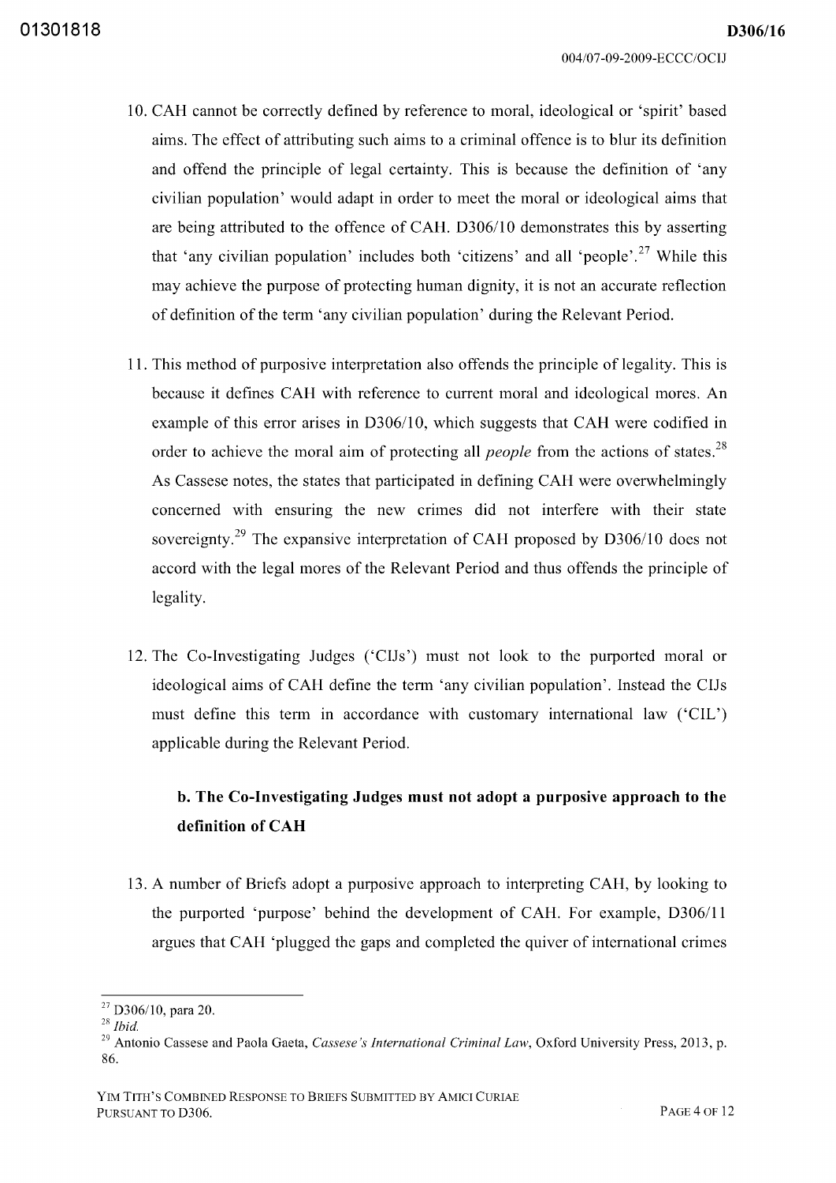10. CAH cannot be correctly defined by reference to moral, ideological or 'spirit' based aims. The effect of attributing such aims to a criminal offence is to blur its definition and offend the principle of legal certainty. This is because the definition of 'any civilian population' would adapt in order to meet the moral or ideological aims that are being attributed to the offence of CAH. D306/10 demonstrates this by asserting that 'any civilian population' includes both 'citizens' and all 'people'.[27] While this may achieve the purpose of protecting human dignity, it is not an accurate reflection of definition of the term 'any civilian population' during the Relevant Period.

11. This method of purposive interpretation also offends the principle of legality. This is because it defines CAH with reference to current moral and ideological mores. An example of this error arises in D306/10, which suggests that CAH were codified in order to achieve the moral aim of protecting all *people* from the actions of states.[28] As Cassese notes, the states that participated in defining CAH were overwhelmingly concerned with ensuring the new crimes did not interfere with their state sovereignty.[29] The expansive interpretation of CAH proposed by D306/10 does not accord with the legal mores of the Relevant Period and thus offends the principle of legality.

12. The Co-Investigating Judges ('CIJs') must not look to the purported moral or ideological aims of CAH define the term 'any civilian population'. Instead the CIJs must define this term in accordance with customary international law ('CIL') applicable during the Relevant Period.

**b. The Co-Investigating Judges must not adopt a purposive approach to the definition of CAH**

13. A number of Briefs adopt a purposive approach to interpreting CAH, by looking to the purported 'purpose' behind the development of CAH. For example, D306/11 argues that CAH 'plugged the gaps and completed the quiver of international crimes

---

[27] D306/10, para 20.

[28] *Ibid.*

[29] Antonio Cassese and Paola Gaeta, *Cassese's International Criminal Law*, Oxford University Press, 2013, p. 86.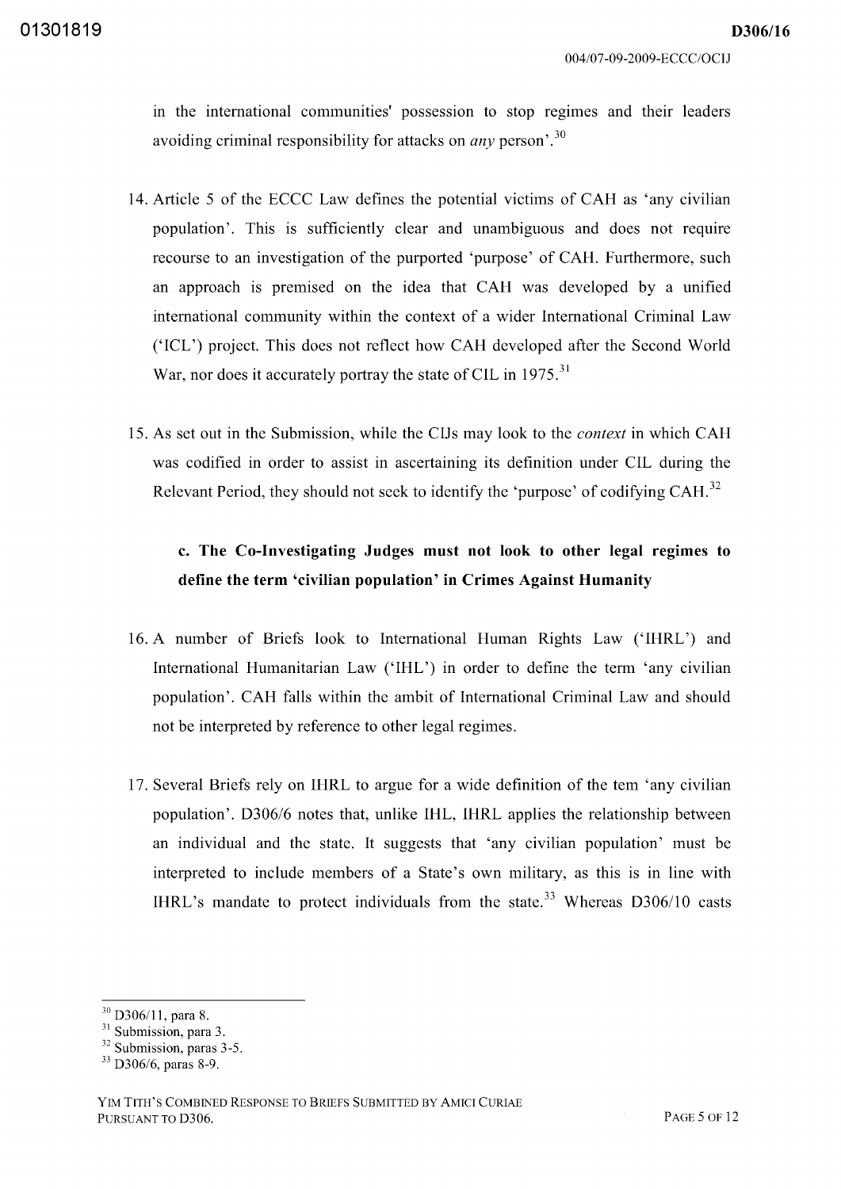in the international communities' possession to stop regimes and their leaders avoiding criminal responsibility for attacks on *any* person'.[30]

14. Article 5 of the ECCC Law defines the potential victims of CAH as 'any civilian population'. This is sufficiently clear and unambiguous and does not require recourse to an investigation of the purported 'purpose' of CAH. Furthermore, such an approach is premised on the idea that CAH was developed by a unified international community within the context of a wider International Criminal Law ('ICL') project. This does not reflect how CAH developed after the Second World War, nor does it accurately portray the state of CIL in 1975.[31]

15. As set out in the Submission, while the CIJs may look to the *context* in which CAH was codified in order to assist in ascertaining its definition under CIL during the Relevant Period, they should not seek to identify the 'purpose' of codifying CAH.[32]

### c. The Co-Investigating Judges must not look to other legal regimes to define the term 'civilian population' in Crimes Against Humanity

16. A number of Briefs look to International Human Rights Law ('IHRL') and International Humanitarian Law ('IHL') in order to define the term 'any civilian population'. CAH falls within the ambit of International Criminal Law and should not be interpreted by reference to other legal regimes.

17. Several Briefs rely on IHRL to argue for a wide definition of the tem 'any civilian population'. D306/6 notes that, unlike IHL, IHRL applies the relationship between an individual and the state. It suggests that 'any civilian population' must be interpreted to include members of a State's own military, as this is in line with IHRL's mandate to protect individuals from the state.[33] Whereas D306/10 casts

---

[30] D306/11, para 8.

[31] Submission, para 3.

[32] Submission, paras 3-5.

[33] D306/6, paras 8-9.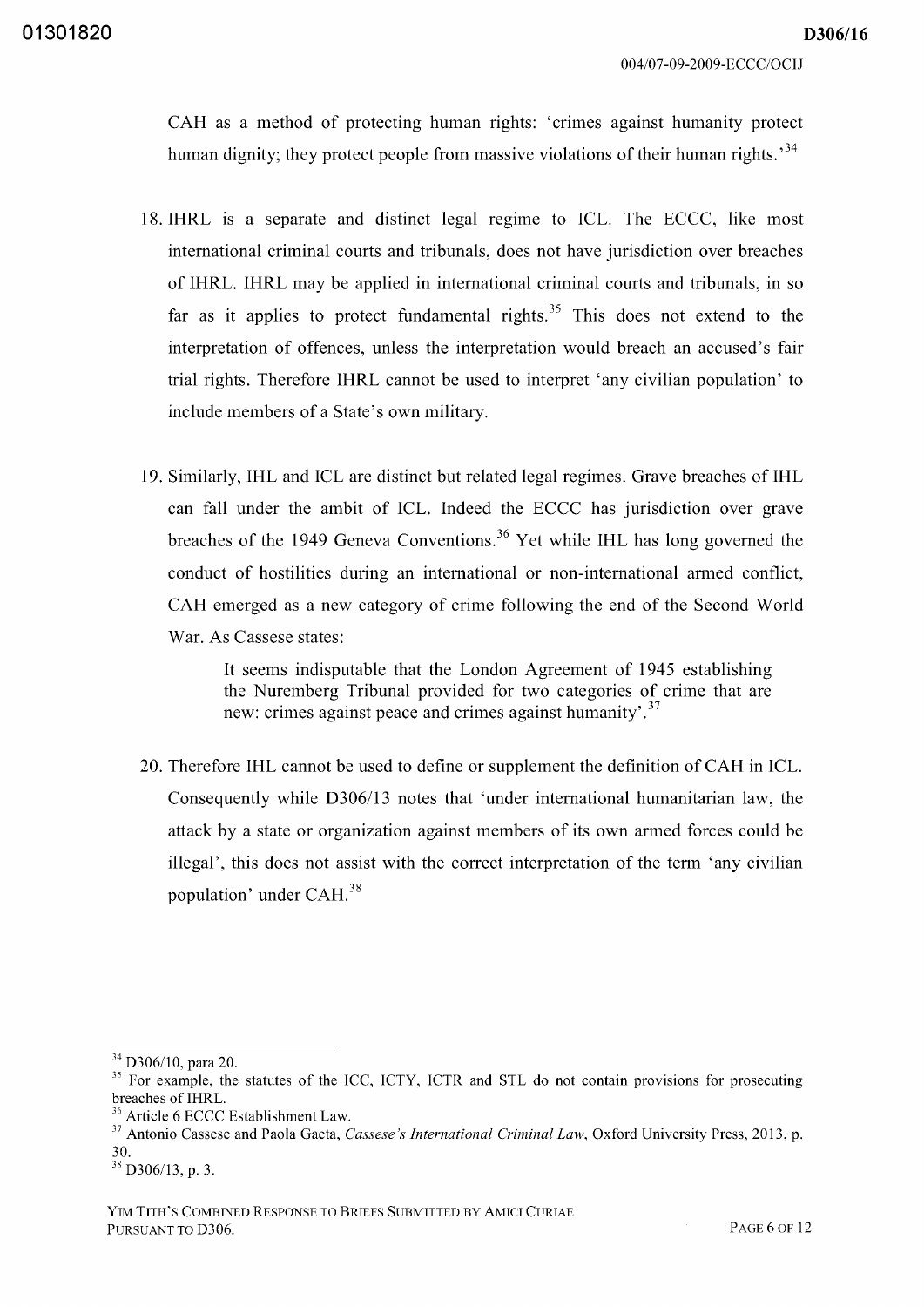CAH as a method of protecting human rights: 'crimes against humanity protect human dignity; they protect people from massive violations of their human rights.'[34]

18. IHRL is a separate and distinct legal regime to ICL. The ECCC, like most international criminal courts and tribunals, does not have jurisdiction over breaches of IHRL. IHRL may be applied in international criminal courts and tribunals, in so far as it applies to protect fundamental rights.[35] This does not extend to the interpretation of offences, unless the interpretation would breach an accused's fair trial rights. Therefore IHRL cannot be used to interpret 'any civilian population' to include members of a State's own military.

19. Similarly, IHL and ICL are distinct but related legal regimes. Grave breaches of IHL can fall under the ambit of ICL. Indeed the ECCC has jurisdiction over grave breaches of the 1949 Geneva Conventions.[36] Yet while IHL has long governed the conduct of hostilities during an international or non-international armed conflict, CAH emerged as a new category of crime following the end of the Second World War. As Cassese states:

> It seems indisputable that the London Agreement of 1945 establishing the Nuremberg Tribunal provided for two categories of crime that are new: crimes against peace and crimes against humanity'.[37]

20. Therefore IHL cannot be used to define or supplement the definition of CAH in ICL. Consequently while D306/13 notes that 'under international humanitarian law, the attack by a state or organization against members of its own armed forces could be illegal', this does not assist with the correct interpretation of the term 'any civilian population' under CAH.[38]

---

[34] D306/10, para 20.

[35] For example, the statutes of the ICC, ICTY, ICTR and STL do not contain provisions for prosecuting breaches of IHRL.

[36] Article 6 ECCC Establishment Law.

[37] Antonio Cassese and Paola Gaeta, *Cassese's International Criminal Law*, Oxford University Press, 2013, p. 30.

[38] D306/13, p. 3.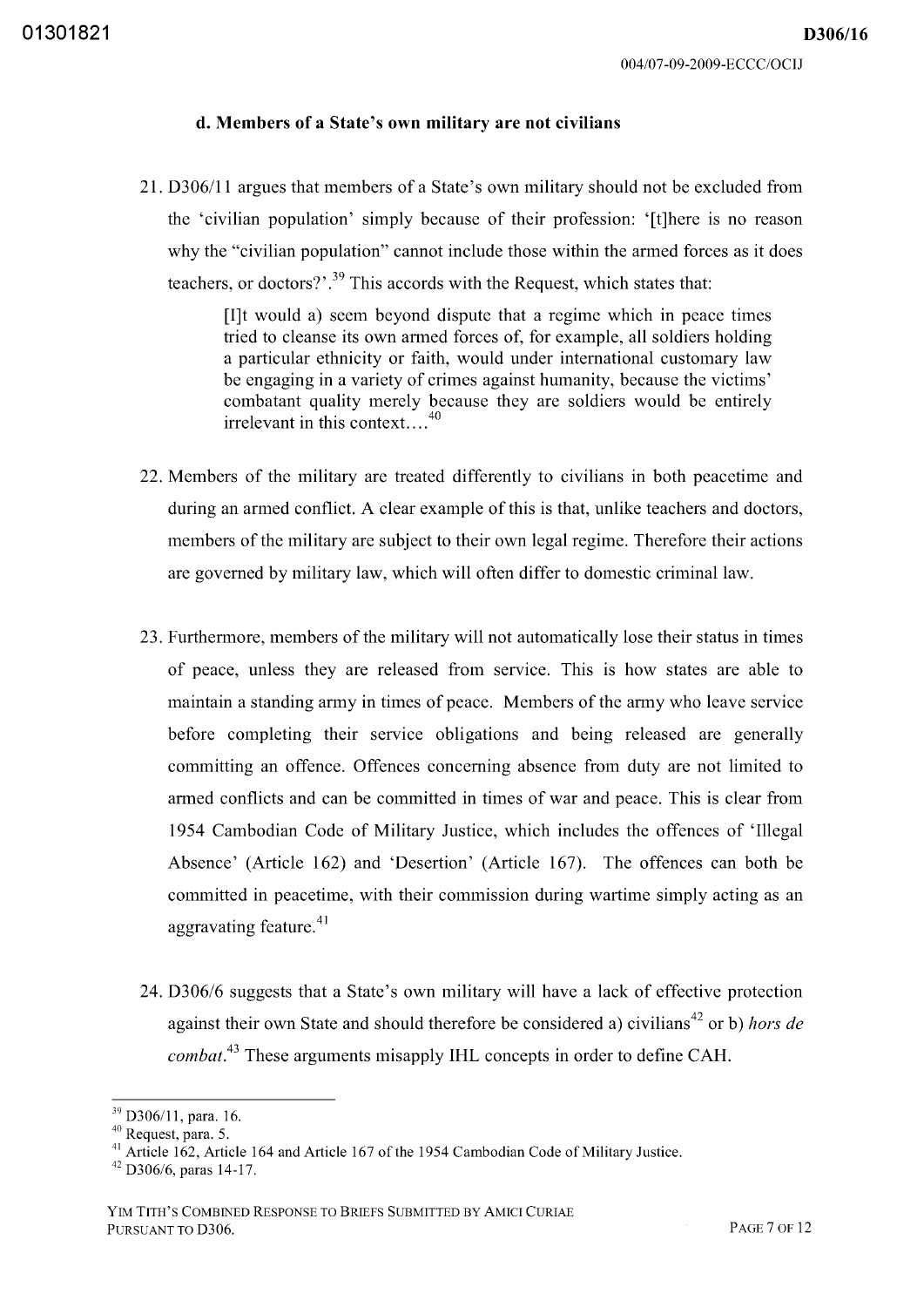### d. Members of a State's own military are not civilians

21. D306/11 argues that members of a State's own military should not be excluded from the 'civilian population' simply because of their profession: '[t]here is no reason why the "civilian population" cannot include those within the armed forces as it does teachers, or doctors?'.[39] This accords with the Request, which states that:

> [I]t would a) seem beyond dispute that a regime which in peace times tried to cleanse its own armed forces of, for example, all soldiers holding a particular ethnicity or faith, would under international customary law be engaging in a variety of crimes against humanity, because the victims' combatant quality merely because they are soldiers would be entirely irrelevant in this context....[40]

22. Members of the military are treated differently to civilians in both peacetime and during an armed conflict. A clear example of this is that, unlike teachers and doctors, members of the military are subject to their own legal regime. Therefore their actions are governed by military law, which will often differ to domestic criminal law.

23. Furthermore, members of the military will not automatically lose their status in times of peace, unless they are released from service. This is how states are able to maintain a standing army in times of peace. Members of the army who leave service before completing their service obligations and being released are generally committing an offence. Offences concerning absence from duty are not limited to armed conflicts and can be committed in times of war and peace. This is clear from 1954 Cambodian Code of Military Justice, which includes the offences of 'Illegal Absence' (Article 162) and 'Desertion' (Article 167). The offences can both be committed in peacetime, with their commission during wartime simply acting as an aggravating feature.[41]

24. D306/6 suggests that a State's own military will have a lack of effective protection against their own State and should therefore be considered a) civilians[42] or b) *hors de combat*.[43] These arguments misapply IHL concepts in order to define CAH.

---

[39] D306/11, para. 16.

[40] Request, para. 5.

[41] Article 162, Article 164 and Article 167 of the 1954 Cambodian Code of Military Justice.

[42] D306/6, paras 14-17.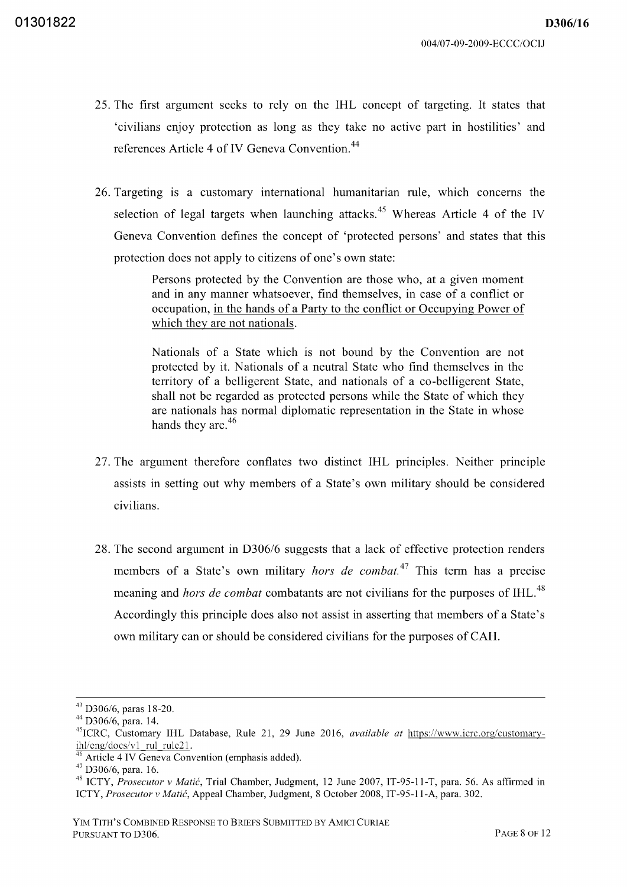25. The first argument seeks to rely on the IHL concept of targeting. It states that 'civilians enjoy protection as long as they take no active part in hostilities' and references Article 4 of IV Geneva Convention.[44]

26. Targeting is a customary international humanitarian rule, which concerns the selection of legal targets when launching attacks.[45] Whereas Article 4 of the IV Geneva Convention defines the concept of 'protected persons' and states that this protection does not apply to citizens of one's own state:

> Persons protected by the Convention are those who, at a given moment and in any manner whatsoever, find themselves, in case of a conflict or occupation, <u>in the hands of a Party to the conflict or Occupying Power of which they are not nationals</u>.
>
> Nationals of a State which is not bound by the Convention are not protected by it. Nationals of a neutral State who find themselves in the territory of a belligerent State, and nationals of a co-belligerent State, shall not be regarded as protected persons while the State of which they are nationals has normal diplomatic representation in the State in whose hands they are.[46]

27. The argument therefore conflates two distinct IHL principles. Neither principle assists in setting out why members of a State's own military should be considered civilians.

28. The second argument in D306/6 suggests that a lack of effective protection renders members of a State's own military *hors de combat*.[47] This term has a precise meaning and *hors de combat* combatants are not civilians for the purposes of IHL.[48] Accordingly this principle does also not assist in asserting that members of a State's own military can or should be considered civilians for the purposes of CAH.

---

[43] D306/6, paras 18-20.

[44] D306/6, para. 14.

[45] ICRC, Customary IHL Database, Rule 21, 29 June 2016, *available at* https://www.icrc.org/customary-ihl/eng/docs/v1_rul_rule21.

[46] Article 4 IV Geneva Convention (emphasis added).

[47] D306/6, para. 16.

[48] ICTY, *Prosecutor v Matić*, Trial Chamber, Judgment, 12 June 2007, IT-95-11-T, para. 56. As affirmed in ICTY, *Prosecutor v Matić*, Appeal Chamber, Judgment, 8 October 2008, IT-95-11-A, para. 302.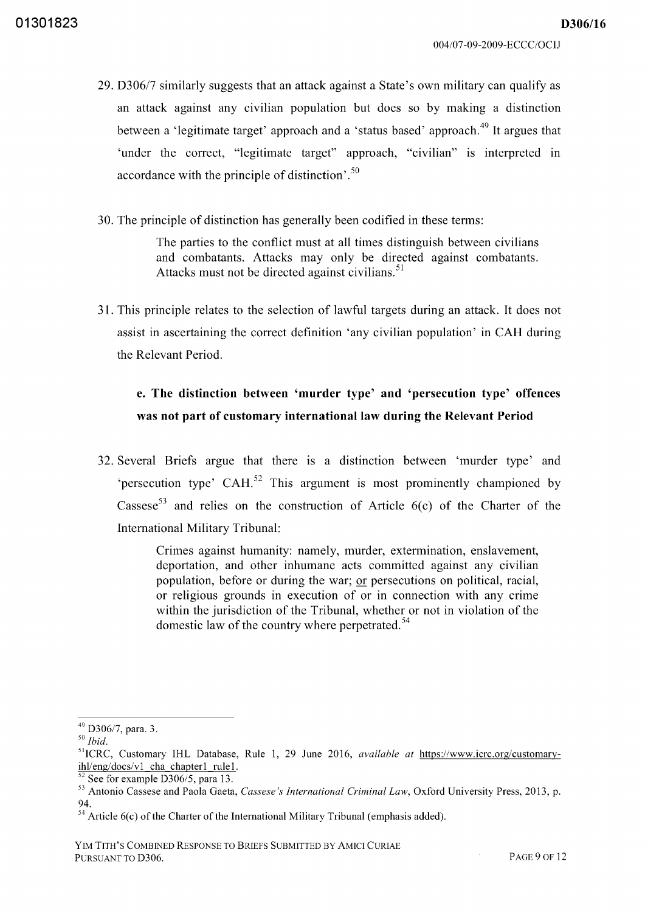29. D306/7 similarly suggests that an attack against a State's own military can qualify as an attack against any civilian population but does so by making a distinction between a 'legitimate target' approach and a 'status based' approach.[49] It argues that 'under the correct, "legitimate target" approach, "civilian" is interpreted in accordance with the principle of distinction'.[50]

30. The principle of distinction has generally been codified in these terms:

> The parties to the conflict must at all times distinguish between civilians and combatants. Attacks may only be directed against combatants. Attacks must not be directed against civilians.[51]

31. This principle relates to the selection of lawful targets during an attack. It does not assist in ascertaining the correct definition 'any civilian population' in CAH during the Relevant Period.

### e. The distinction between 'murder type' and 'persecution type' offences was not part of customary international law during the Relevant Period

32. Several Briefs argue that there is a distinction between 'murder type' and 'persecution type' CAH.[52] This argument is most prominently championed by Cassese[53] and relies on the construction of Article 6(c) of the Charter of the International Military Tribunal:

> Crimes against humanity: namely, murder, extermination, enslavement, deportation, and other inhumane acts committed against any civilian population, before or during the war; <u>or</u> persecutions on political, racial, or religious grounds in execution of or in connection with any crime within the jurisdiction of the Tribunal, whether or not in violation of the domestic law of the country where perpetrated.[54]

---

[49] D306/7, para. 3.

[50] *Ibid*.

[51] ICRC, Customary IHL Database, Rule 1, 29 June 2016, *available at* https://www.icrc.org/customary-ihl/eng/docs/v1_cha_chapter1_rule1.

[52] See for example D306/5, para 13.

[53] Antonio Cassese and Paola Gaeta, *Cassese's International Criminal Law*, Oxford University Press, 2013, p. 94.

[54] Article 6(c) of the Charter of the International Military Tribunal (emphasis added).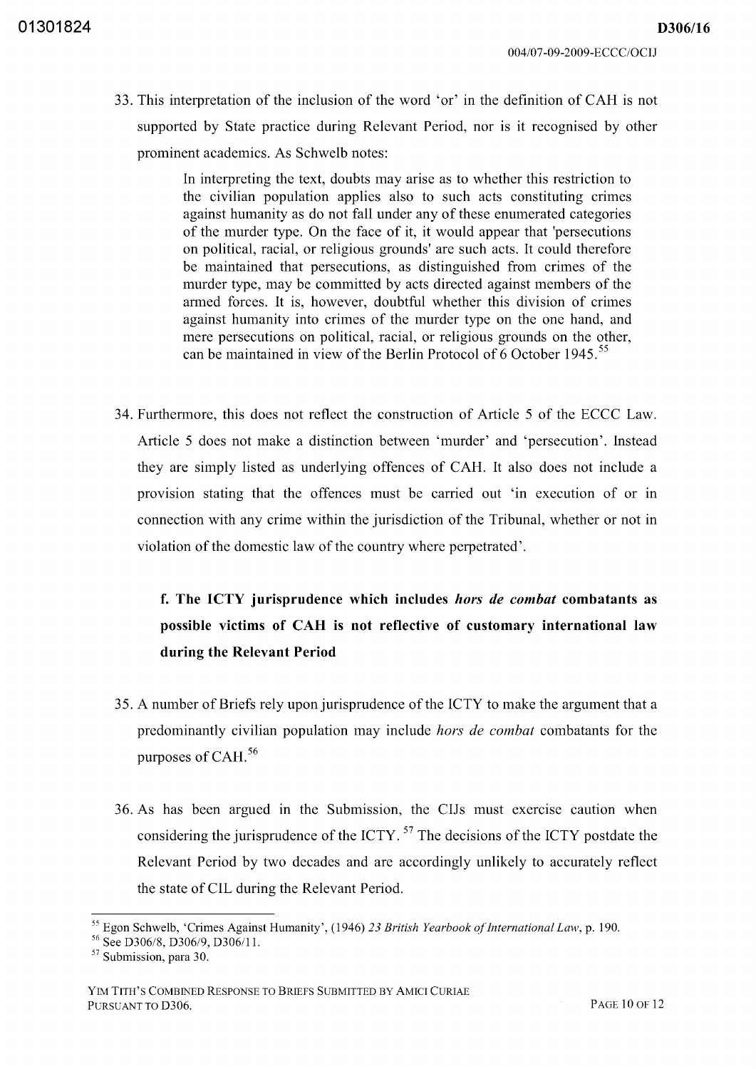33. This interpretation of the inclusion of the word 'or' in the definition of CAH is not supported by State practice during Relevant Period, nor is it recognised by other prominent academics. As Schwelb notes:

> In interpreting the text, doubts may arise as to whether this restriction to the civilian population applies also to such acts constituting crimes against humanity as do not fall under any of these enumerated categories of the murder type. On the face of it, it would appear that 'persecutions on political, racial, or religious grounds' are such acts. It could therefore be maintained that persecutions, as distinguished from crimes of the murder type, may be committed by acts directed against members of the armed forces. It is, however, doubtful whether this division of crimes against humanity into crimes of the murder type on the one hand, and mere persecutions on political, racial, or religious grounds on the other, can be maintained in view of the Berlin Protocol of 6 October 1945.[55]

34. Furthermore, this does not reflect the construction of Article 5 of the ECCC Law. Article 5 does not make a distinction between 'murder' and 'persecution'. Instead they are simply listed as underlying offences of CAH. It also does not include a provision stating that the offences must be carried out 'in execution of or in connection with any crime within the jurisdiction of the Tribunal, whether or not in violation of the domestic law of the country where perpetrated'.

### f. The ICTY jurisprudence which includes *hors de combat* combatants as possible victims of CAH is not reflective of customary international law during the Relevant Period

35. A number of Briefs rely upon jurisprudence of the ICTY to make the argument that a predominantly civilian population may include *hors de combat* combatants for the purposes of CAH.[56]

36. As has been argued in the Submission, the CIJs must exercise caution when considering the jurisprudence of the ICTY.[57] The decisions of the ICTY postdate the Relevant Period by two decades and are accordingly unlikely to accurately reflect the state of CIL during the Relevant Period.

---

[55] Egon Schwelb, 'Crimes Against Humanity', (1946) *23 British Yearbook of International Law*, p. 190.

[56] See D306/8, D306/9, D306/11.

[57] Submission, para 30.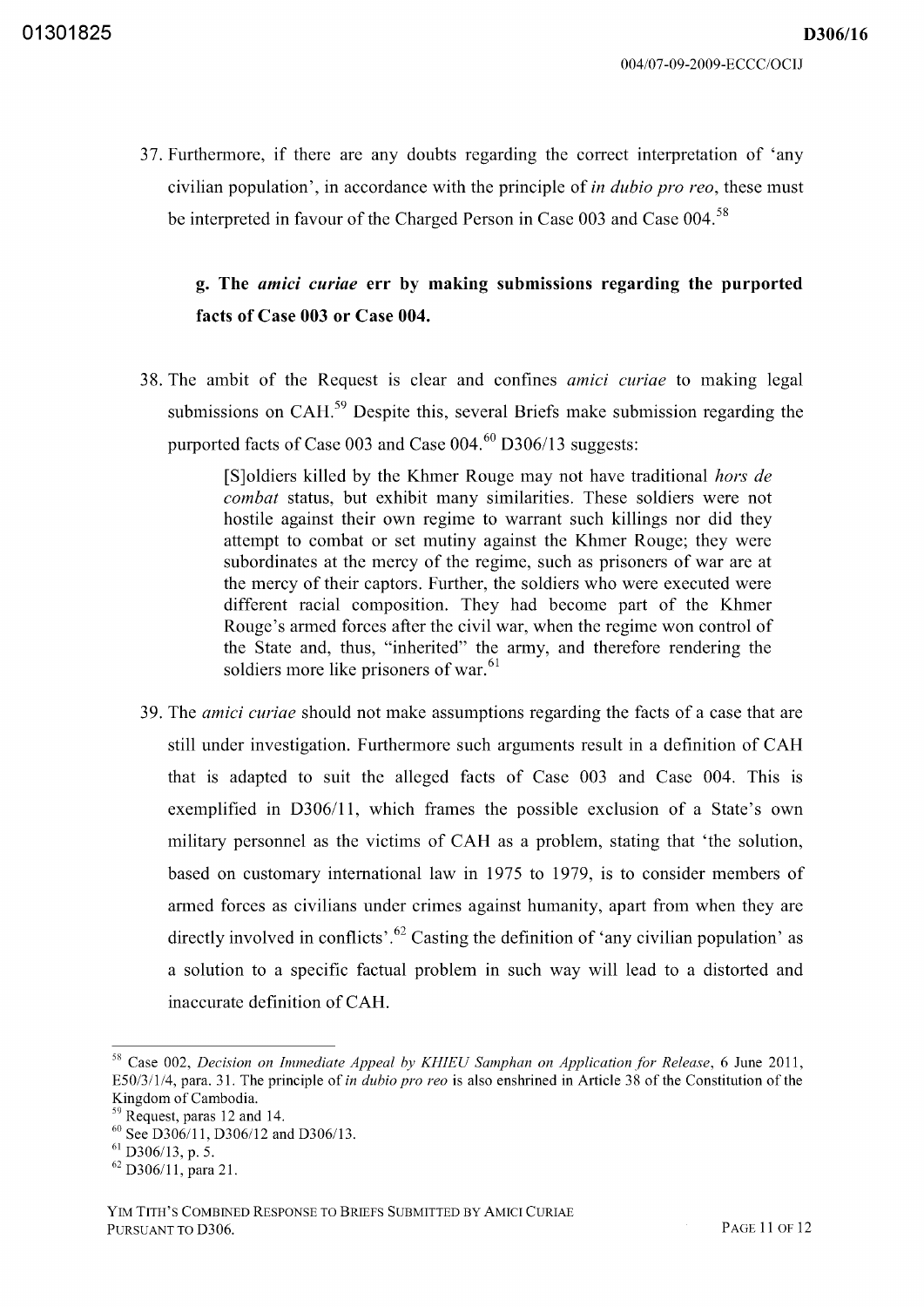37. Furthermore, if there are any doubts regarding the correct interpretation of 'any civilian population', in accordance with the principle of *in dubio pro reo*, these must be interpreted in favour of the Charged Person in Case 003 and Case 004.[58]

### g. The *amici curiae* err by making submissions regarding the purported facts of Case 003 or Case 004.

38. The ambit of the Request is clear and confines *amici curiae* to making legal submissions on CAH.[59] Despite this, several Briefs make submission regarding the purported facts of Case 003 and Case 004.[60] D306/13 suggests:

> [S]oldiers killed by the Khmer Rouge may not have traditional *hors de combat* status, but exhibit many similarities. These soldiers were not hostile against their own regime to warrant such killings nor did they attempt to combat or set mutiny against the Khmer Rouge; they were subordinates at the mercy of the regime, such as prisoners of war are at the mercy of their captors. Further, the soldiers who were executed were different racial composition. They had become part of the Khmer Rouge's armed forces after the civil war, when the regime won control of the State and, thus, "inherited" the army, and therefore rendering the soldiers more like prisoners of war.[61]

39. The *amici curiae* should not make assumptions regarding the facts of a case that are still under investigation. Furthermore such arguments result in a definition of CAH that is adapted to suit the alleged facts of Case 003 and Case 004. This is exemplified in D306/11, which frames the possible exclusion of a State's own military personnel as the victims of CAH as a problem, stating that 'the solution, based on customary international law in 1975 to 1979, is to consider members of armed forces as civilians under crimes against humanity, apart from when they are directly involved in conflicts'.[62] Casting the definition of 'any civilian population' as a solution to a specific factual problem in such way will lead to a distorted and inaccurate definition of CAH.

---

[58] Case 002, *Decision on Immediate Appeal by KHIEU Samphan on Application for Release*, 6 June 2011, E50/3/1/4, para. 31. The principle of *in dubio pro reo* is also enshrined in Article 38 of the Constitution of the Kingdom of Cambodia.

[59] Request, paras 12 and 14.

[60] See D306/11, D306/12 and D306/13.

[61] D306/13, p. 5.

[62] D306/11, para 21.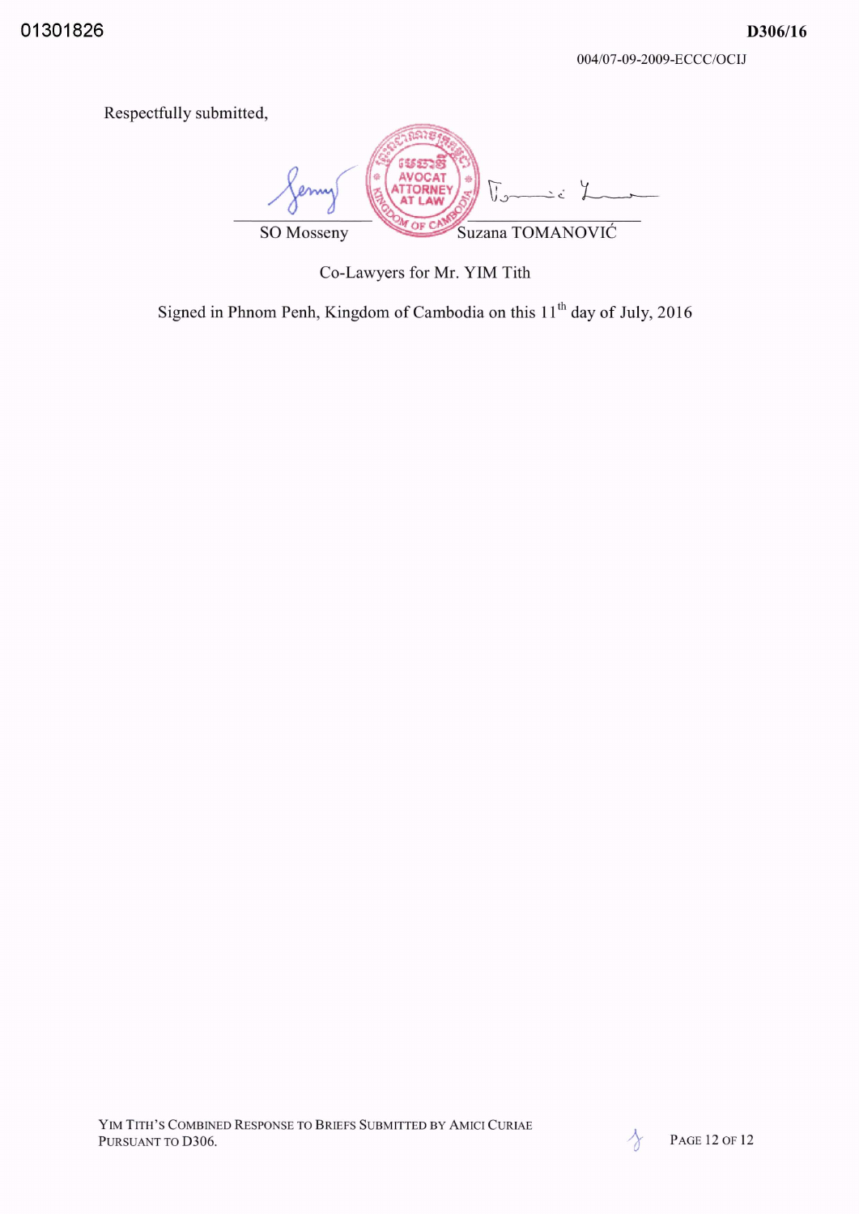Respectfully submitted,

| | |
|---|---|
| SO Mosseny | Suzana TOMANOVIĆ |

Co-Lawyers for Mr. YIM Tith

Signed in Phnom Penh, Kingdom of Cambodia on this 11th day of July, 2016